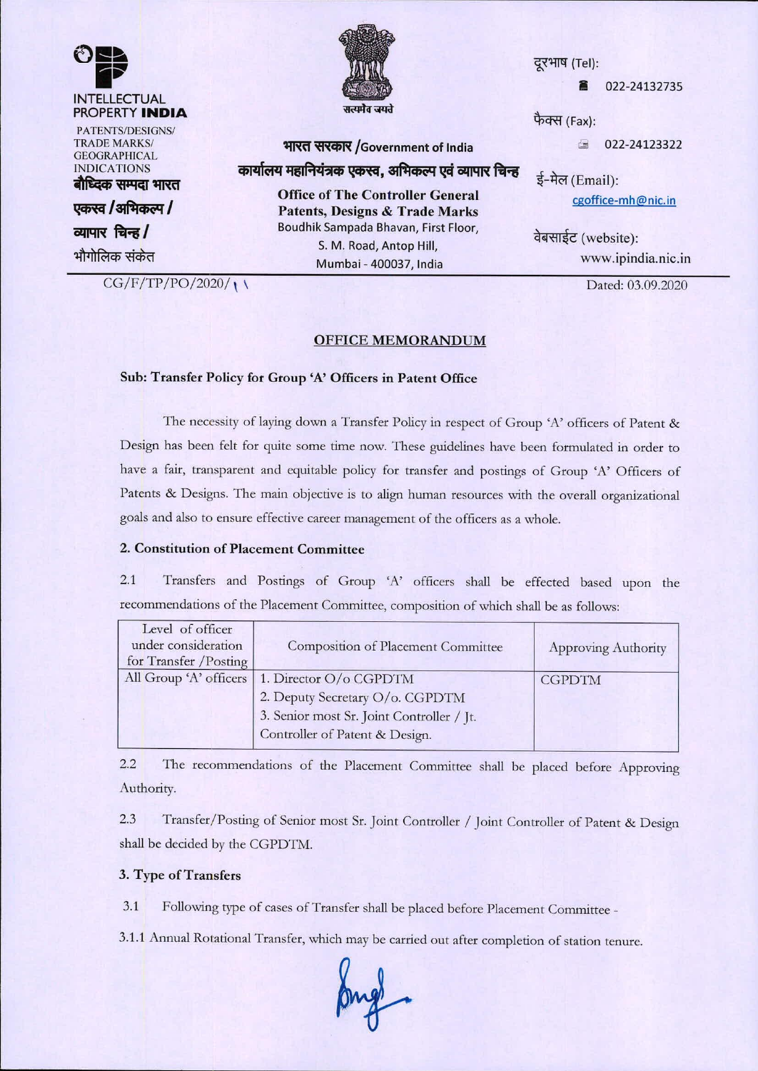INTELLECTUAL PROPERTY **INDIA**

PATENTS/DESIGNS/ TRADE MARKS/ GEOGRAPHICAL INDICATIONS

**बौद्धिक सम्पदा भारत**

**एकस्व /अभिकल्प / व्यापार चिन्ह /** भौगोलिक संकेत

सत्यमेव जयते

**भारत सरकार /Government of India**

**कार्यालय महानियंत्रक एकस्व, अभिकल्प एवं व्यापार चिन्ह**

**Office of The Controller General Patents, Designs & Trade Marks**

Boudhik Sampada Bhavan, First Floor, S. M. Road, Antop Hill, Mumbai - 400037, India

दूरभाष (Tel): 022-24132735

फैक्स (Fax): 022-24123322

ई-मेल (Email): cgoffice-mh@nic.in

वेबसाईट (website): www.ipindia.nic.in

CG/F/TP/PO/2020/11

Dated: 03.09.2020

## OFFICE MEMORANDUM

**Sub: Transfer Policy for Group 'A' Officers in Patent Office**

The necessity of laying down a Transfer Policy in respect of Group 'A' officers of Patent & Design has been felt for quite some time now. These guidelines have been formulated in order to have a fair, transparent and equitable policy for transfer and postings of Group 'A' Officers of Patents & Designs. The main objective is to align human resources with the overall organizational goals and also to ensure effective career management of the officers as a whole.

### 2. Constitution of Placement Committee

2.1 Transfers and Postings of Group 'A' officers shall be effected based upon the recommendations of the Placement Committee, composition of which shall be as follows:

| Level of officer under consideration for Transfer /Posting | Composition of Placement Committee | Approving Authority |
|---|---|---|
| All Group 'A' officers | 1. Director O/o CGPDTM<br>2. Deputy Secretary O/o. CGPDTM<br>3. Senior most Sr. Joint Controller / Jt. Controller of Patent & Design. | CGPDTM |

2.2 The recommendations of the Placement Committee shall be placed before Approving Authority.

2.3 Transfer/Posting of Senior most Sr. Joint Controller / Joint Controller of Patent & Design shall be decided by the CGPDTM.

### 3. Type of Transfers

3.1 Following type of cases of Transfer shall be placed before Placement Committee -

3.1.1 Annual Rotational Transfer, which may be carried out after completion of station tenure.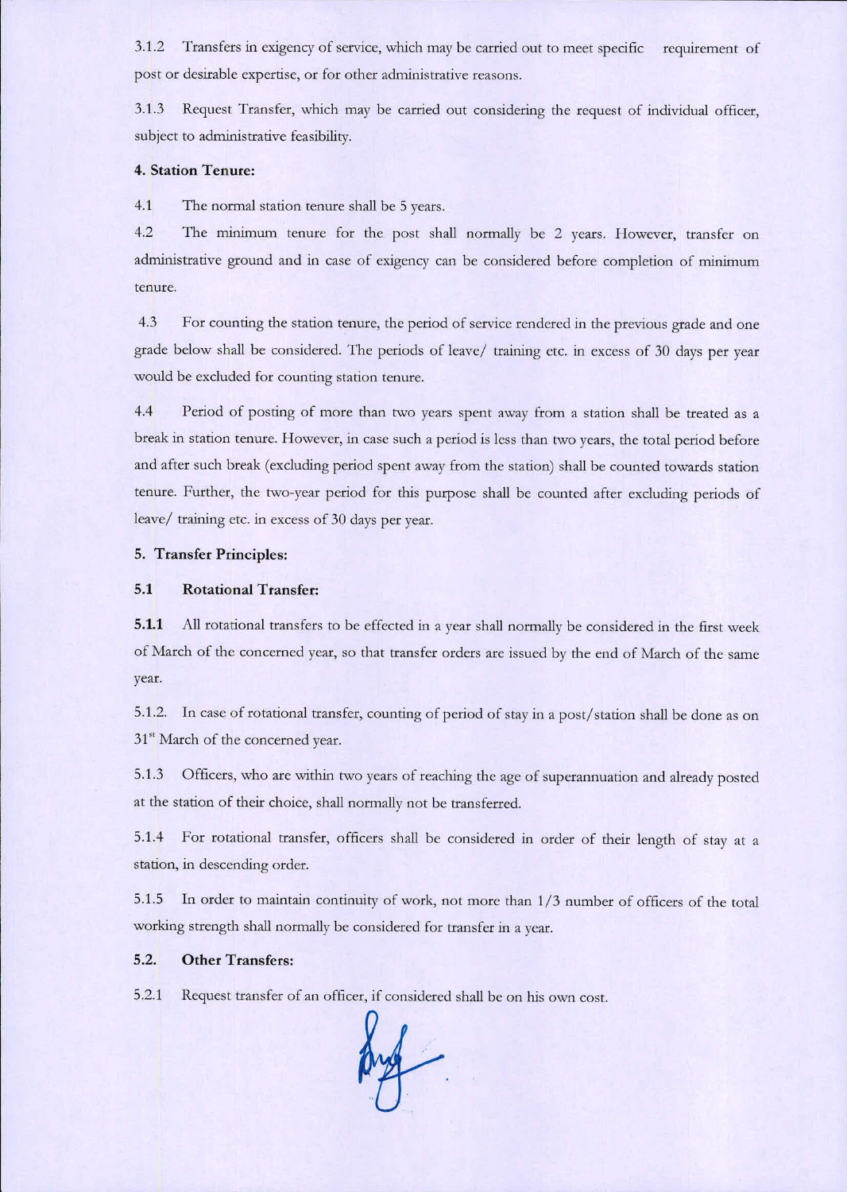3.1.2 Transfers in exigency of service, which may be carried out to meet specific requirement of post or desirable expertise, or for other administrative reasons.

3.1.3 Request Transfer, which may be carried out considering the request of individual officer, subject to administrative feasibility.

**4. Station Tenure:**

4.1 The normal station tenure shall be 5 years.

4.2 The minimum tenure for the post shall normally be 2 years. However, transfer on administrative ground and in case of exigency can be considered before completion of minimum tenure.

4.3 For counting the station tenure, the period of service rendered in the previous grade and one grade below shall be considered. The periods of leave/ training etc. in excess of 30 days per year would be excluded for counting station tenure.

4.4 Period of posting of more than two years spent away from a station shall be treated as a break in station tenure. However, in case such a period is less than two years, the total period before and after such break (excluding period spent away from the station) shall be counted towards station tenure. Further, the two-year period for this purpose shall be counted after excluding periods of leave/ training etc. in excess of 30 days per year.

**5. Transfer Principles:**

**5.1 Rotational Transfer:**

**5.1.1** All rotational transfers to be effected in a year shall normally be considered in the first week of March of the concerned year, so that transfer orders are issued by the end of March of the same year.

5.1.2. In case of rotational transfer, counting of period of stay in a post/station shall be done as on 31st March of the concerned year.

5.1.3 Officers, who are within two years of reaching the age of superannuation and already posted at the station of their choice, shall normally not be transferred.

5.1.4 For rotational transfer, officers shall be considered in order of their length of stay at a station, in descending order.

5.1.5 In order to maintain continuity of work, not more than 1/3 number of officers of the total working strength shall normally be considered for transfer in a year.

**5.2. Other Transfers:**

5.2.1 Request transfer of an officer, if considered shall be on his own cost.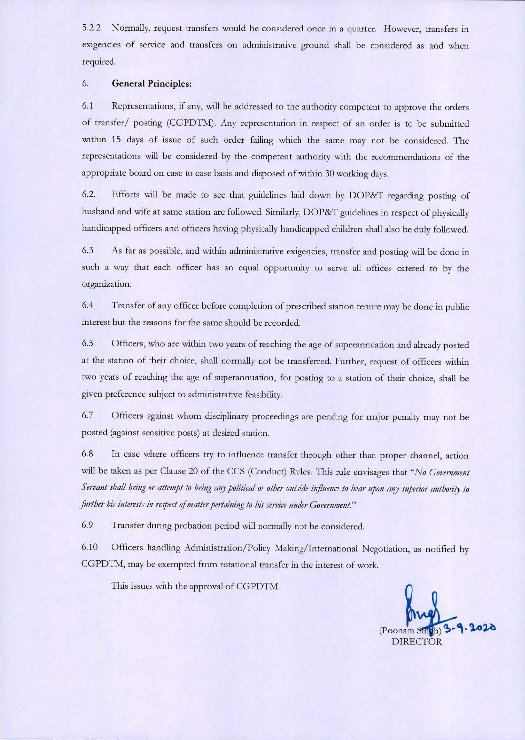5.2.2 Normally, request transfers would be considered once in a quarter. However, transfers in exigencies of service and transfers on administrative ground shall be considered as and when required.

## 6. General Principles:

6.1 Representations, if any, will be addressed to the authority competent to approve the orders of transfer/ posting (CGPDTM). Any representation in respect of an order is to be submitted within 15 days of issue of such order failing which the same may not be considered. The representations will be considered by the competent authority with the recommendations of the appropriate board on case to case basis and disposed of within 30 working days.

6.2. Efforts will be made to see that guidelines laid down by DOP&T regarding posting of husband and wife at same station are followed. Similarly, DOP&T guidelines in respect of physically handicapped officers and officers having physically handicapped children shall also be duly followed.

6.3 As far as possible, and within administrative exigencies, transfer and posting will be done in such a way that each officer has an equal opportunity to serve all offices catered to by the organization.

6.4 Transfer of any officer before completion of prescribed station tenure may be done in public interest but the reasons for the same should be recorded.

6.5 Officers, who are within two years of reaching the age of superannuation and already posted at the station of their choice, shall normally not be transferred. Further, request of officers within two years of reaching the age of superannuation, for posting to a station of their choice, shall be given preference subject to administrative feasibility.

6.7 Officers against whom disciplinary proceedings are pending for major penalty may not be posted (against sensitive posts) at desired station.

6.8 In case where officers try to influence transfer through other than proper channel, action will be taken as per Clause 20 of the CCS (Conduct) Rules. This rule envisages that "*No Government Servant shall bring or attempt to bring any political or other outside influence to bear upon any superior authority to further his interests in respect of matter pertaining to his service under Government.*"

6.9 Transfer during probation period will normally not be considered.

6.10 Officers handling Administration/Policy Making/International Negotiation, as notified by CGPDTM, may be exempted from rotational transfer in the interest of work.

This issues with the approval of CGPDTM.

3-9.2020

(Poonam Singh)
DIRECTOR